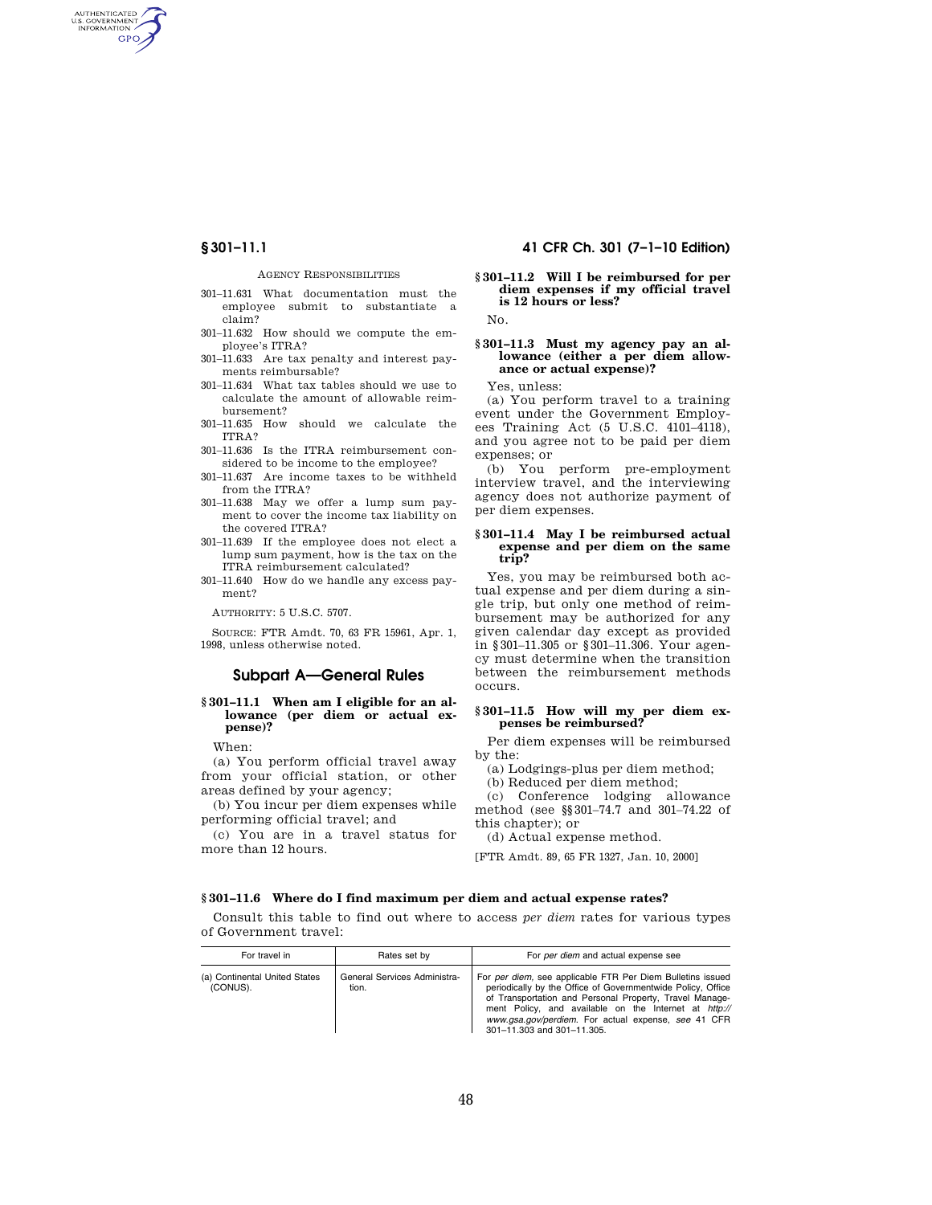AGENCY RESPONSIBILITIES

301–11.631 What documentation must the employee submit to substantiate a claim?
301–11.632 How should we compute the employee's ITRA?
301–11.633 Are tax penalty and interest payments reimbursable?
301–11.634 What tax tables should we use to calculate the amount of allowable reimbursement?
301–11.635 How should we calculate the ITRA?
301–11.636 Is the ITRA reimbursement considered to be income to the employee?
301–11.637 Are income taxes to be withheld from the ITRA?
301–11.638 May we offer a lump sum payment to cover the income tax liability on the covered ITRA?
301–11.639 If the employee does not elect a lump sum payment, how is the tax on the ITRA reimbursement calculated?
301–11.640 How do we handle any excess payment?

AUTHORITY: 5 U.S.C. 5707.

SOURCE: FTR Amdt. 70, 63 FR 15961, Apr. 1, 1998, unless otherwise noted.

## Subpart A—General Rules

### § 301–11.1 When am I eligible for an allowance (per diem or actual expense)?

When:

(a) You perform official travel away from your official station, or other areas defined by your agency;

(b) You incur per diem expenses while performing official travel; and

(c) You are in a travel status for more than 12 hours.

### § 301–11.2 Will I be reimbursed for per diem expenses if my official travel is 12 hours or less?

No.

### § 301–11.3 Must my agency pay an allowance (either a per diem allowance or actual expense)?

Yes, unless:

(a) You perform travel to a training event under the Government Employees Training Act (5 U.S.C. 4101–4118), and you agree not to be paid per diem expenses; or

(b) You perform pre-employment interview travel, and the interviewing agency does not authorize payment of per diem expenses.

### § 301–11.4 May I be reimbursed actual expense and per diem on the same trip?

Yes, you may be reimbursed both actual expense and per diem during a single trip, but only one method of reimbursement may be authorized for any given calendar day except as provided in § 301–11.305 or § 301–11.306. Your agency must determine when the transition between the reimbursement methods occurs.

### § 301–11.5 How will my per diem expenses be reimbursed?

Per diem expenses will be reimbursed by the:

(a) Lodgings-plus per diem method;

(b) Reduced per diem method;

(c) Conference lodging allowance method (see §§ 301–74.7 and 301–74.22 of this chapter); or

(d) Actual expense method.

[FTR Amdt. 89, 65 FR 1327, Jan. 10, 2000]

### § 301–11.6 Where do I find maximum per diem and actual expense rates?

Consult this table to find out where to access *per diem* rates for various types of Government travel:

| For travel in | Rates set by | For *per diem* and actual expense see |
|---|---|---|
| (a) Continental United States (CONUS). | General Services Administration. | For *per diem,* see applicable FTR Per Diem Bulletins issued periodically by the Office of Governmentwide Policy, Office of Transportation and Personal Property, Travel Management Policy, and available on the Internet at *http://www.gsa.gov/perdiem.* For actual expense, *see* 41 CFR 301–11.303 and 301–11.305. |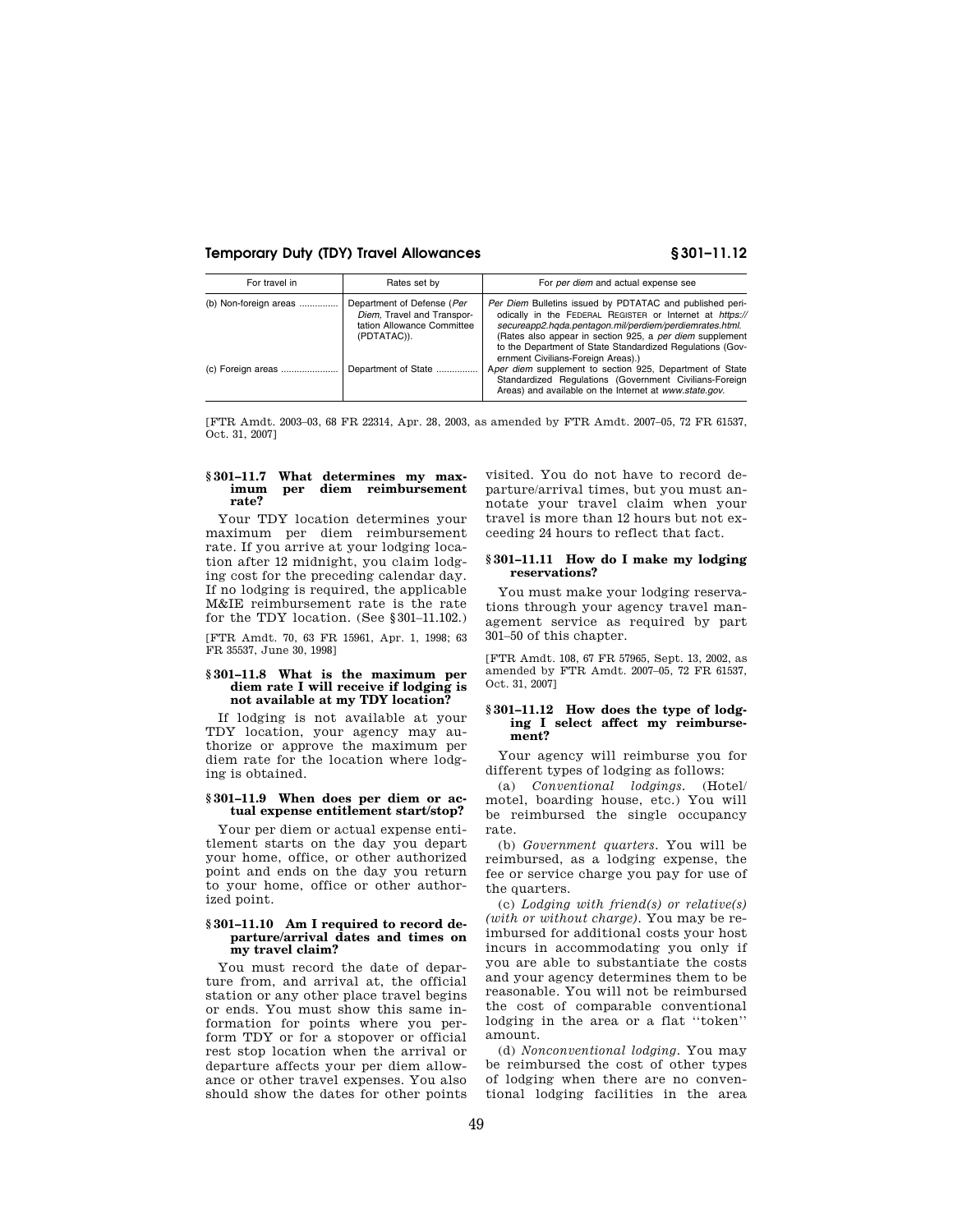| For travel in | Rates set by | For *per diem* and actual expense see |
| --- | --- | --- |
| (b) Non-foreign areas | Department of Defense (*Per Diem*, Travel and Transportation Allowance Committee (PDTATAC)). | *Per Diem* Bulletins issued by PDTATAC and published periodically in the FEDERAL REGISTER or Internet at *https://secureapp2.hqda.pentagon.mil/perdiem/perdiemrates.html.* (Rates also appear in section 925, a *per diem* supplement to the Department of State Standardized Regulations (Government Civilians-Foreign Areas).) |
| (c) Foreign areas | Department of State | A*per diem* supplement to section 925, Department of State Standardized Regulations (Government Civilians-Foreign Areas) and available on the Internet at *www.state.gov.* |

[FTR Amdt. 2003–03, 68 FR 22314, Apr. 28, 2003, as amended by FTR Amdt. 2007–05, 72 FR 61537, Oct. 31, 2007]

### § 301–11.7 What determines my maximum per diem reimbursement rate?

Your TDY location determines your maximum per diem reimbursement rate. If you arrive at your lodging location after 12 midnight, you claim lodging cost for the preceding calendar day. If no lodging is required, the applicable M&IE reimbursement rate is the rate for the TDY location. (See § 301–11.102.)

[FTR Amdt. 70, 63 FR 15961, Apr. 1, 1998; 63 FR 35537, June 30, 1998]

### § 301–11.8 What is the maximum per diem rate I will receive if lodging is not available at my TDY location?

If lodging is not available at your TDY location, your agency may authorize or approve the maximum per diem rate for the location where lodging is obtained.

### § 301–11.9 When does per diem or actual expense entitlement start/stop?

Your per diem or actual expense entitlement starts on the day you depart your home, office, or other authorized point and ends on the day you return to your home, office or other authorized point.

### § 301–11.10 Am I required to record departure/arrival dates and times on my travel claim?

You must record the date of departure from, and arrival at, the official station or any other place travel begins or ends. You must show this same information for points where you perform TDY or for a stopover or official rest stop location when the arrival or departure affects your per diem allowance or other travel expenses. You also should show the dates for other points visited. You do not have to record departure/arrival times, but you must annotate your travel claim when your travel is more than 12 hours but not exceeding 24 hours to reflect that fact.

### § 301–11.11 How do I make my lodging reservations?

You must make your lodging reservations through your agency travel management service as required by part 301–50 of this chapter.

[FTR Amdt. 108, 67 FR 57965, Sept. 13, 2002, as amended by FTR Amdt. 2007–05, 72 FR 61537, Oct. 31, 2007]

### § 301–11.12 How does the type of lodging I select affect my reimbursement?

Your agency will reimburse you for different types of lodging as follows:

(a) *Conventional lodgings.* (Hotel/motel, boarding house, etc.) You will be reimbursed the single occupancy rate.

(b) *Government quarters.* You will be reimbursed, as a lodging expense, the fee or service charge you pay for use of the quarters.

(c) *Lodging with friend(s) or relative(s) (with or without charge).* You may be reimbursed for additional costs your host incurs in accommodating you only if you are able to substantiate the costs and your agency determines them to be reasonable. You will not be reimbursed the cost of comparable conventional lodging in the area or a flat ''token'' amount.

(d) *Nonconventional lodging.* You may be reimbursed the cost of other types of lodging when there are no conventional lodging facilities in the area